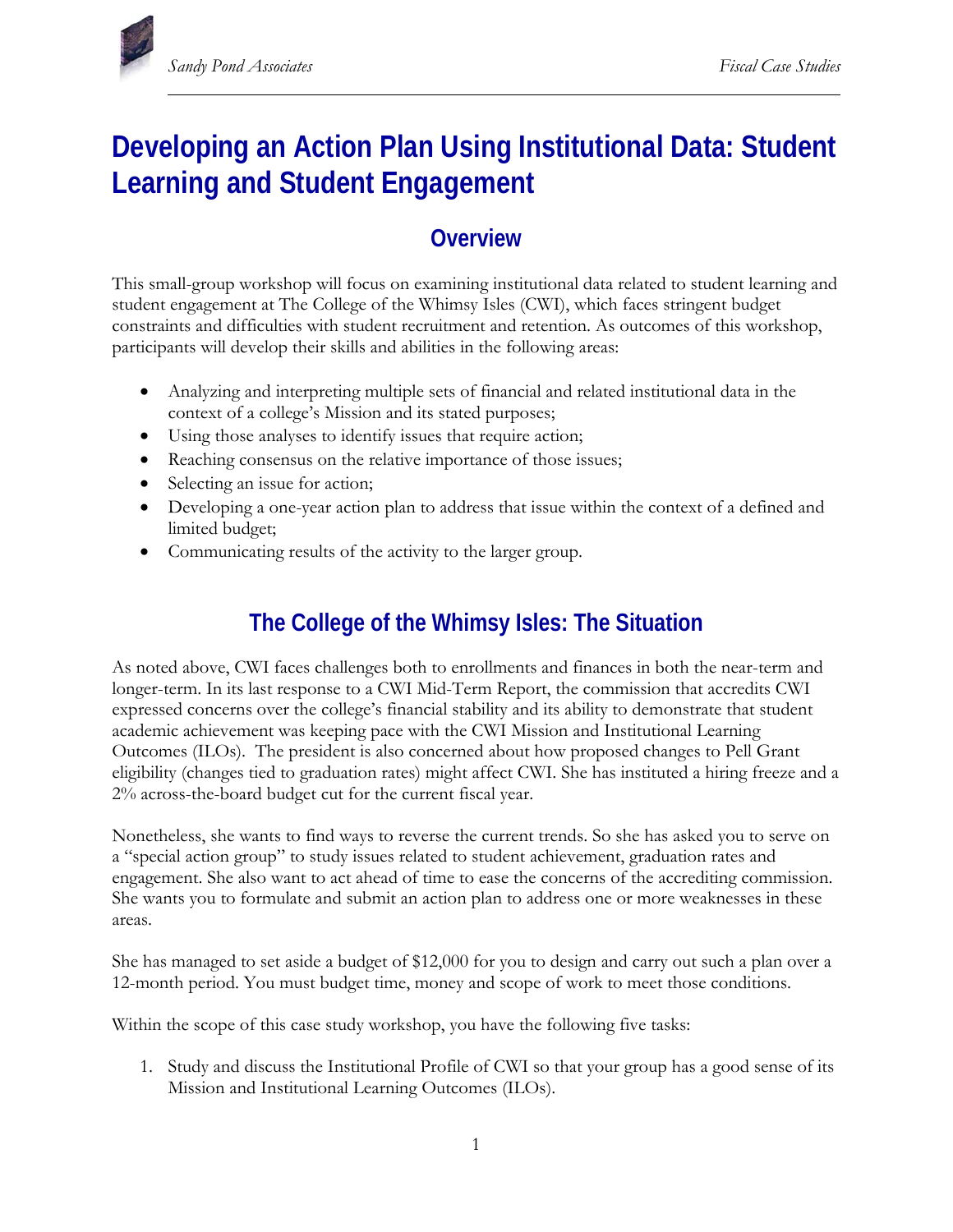# Developing an Action Plan Using Institutional Data: Student Learning and Student Engagement

## Overview

This small-group workshop will focus on examining institutional data related to student learning and student engagement at The College of the Whimsy Isles (CWI), which faces stringent budget constraints and difficulties with student recruitment and retention. As outcomes of this workshop, participants will develop their skills and abilities in the following areas:

- Analyzing and interpreting multiple sets of financial and related institutional data in the context of a college's Mission and its stated purposes;
- Using those analyses to identify issues that require action;
- Reaching consensus on the relative importance of those issues;
- Selecting an issue for action;
- Developing a one-year action plan to address that issue within the context of a defined and limited budget;
- Communicating results of the activity to the larger group.

## The College of the Whimsy Isles: The Situation

As noted above, CWI faces challenges both to enrollments and finances in both the near-term and longer-term. In its last response to a CWI Mid-Term Report, the commission that accredits CWI expressed concerns over the college's financial stability and its ability to demonstrate that student academic achievement was keeping pace with the CWI Mission and Institutional Learning Outcomes (ILOs). The president is also concerned about how proposed changes to Pell Grant eligibility (changes tied to graduation rates) might affect CWI. She has instituted a hiring freeze and a 2% across-the-board budget cut for the current fiscal year.

Nonetheless, she wants to find ways to reverse the current trends. So she has asked you to serve on a "special action group" to study issues related to student achievement, graduation rates and engagement. She also want to act ahead of time to ease the concerns of the accrediting commission. She wants you to formulate and submit an action plan to address one or more weaknesses in these areas.

She has managed to set aside a budget of $12,000 for you to design and carry out such a plan over a 12-month period. You must budget time, money and scope of work to meet those conditions.

Within the scope of this case study workshop, you have the following five tasks:

1. Study and discuss the Institutional Profile of CWI so that your group has a good sense of its Mission and Institutional Learning Outcomes (ILOs).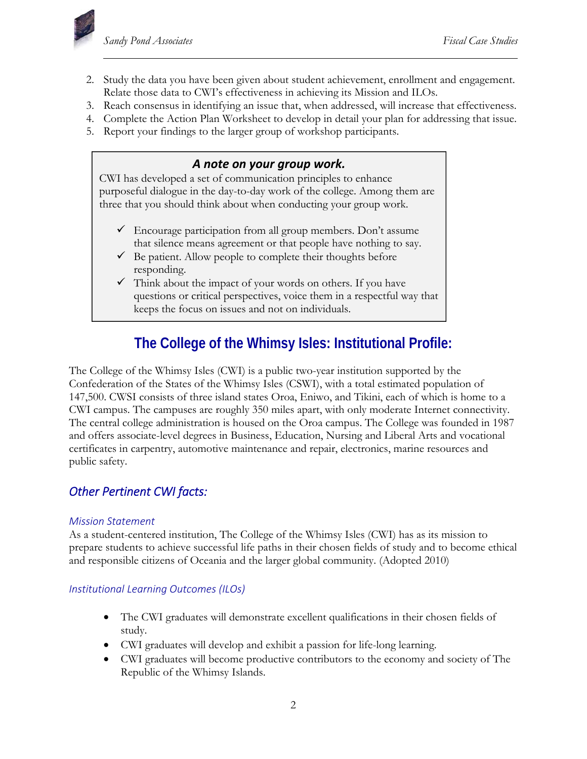2. Study the data you have been given about student achievement, enrollment and engagement. Relate those data to CWI's effectiveness in achieving its Mission and ILOs.
3. Reach consensus in identifying an issue that, when addressed, will increase that effectiveness.
4. Complete the Action Plan Worksheet to develop in detail your plan for addressing that issue.
5. Report your findings to the larger group of workshop participants.

> ***A note on your group work.***
>
> CWI has developed a set of communication principles to enhance purposeful dialogue in the day-to-day work of the college. Among them are three that you should think about when conducting your group work.
>
> - ✓ Encourage participation from all group members. Don't assume that silence means agreement or that people have nothing to say.
> - ✓ Be patient. Allow people to complete their thoughts before responding.
> - ✓ Think about the impact of your words on others. If you have questions or critical perspectives, voice them in a respectful way that keeps the focus on issues and not on individuals.

# The College of the Whimsy Isles: Institutional Profile:

The College of the Whimsy Isles (CWI) is a public two-year institution supported by the Confederation of the States of the Whimsy Isles (CSWI), with a total estimated population of 147,500. CWSI consists of three island states Oroa, Eniwo, and Tikini, each of which is home to a CWI campus. The campuses are roughly 350 miles apart, with only moderate Internet connectivity. The central college administration is housed on the Oroa campus. The College was founded in 1987 and offers associate-level degrees in Business, Education, Nursing and Liberal Arts and vocational certificates in carpentry, automotive maintenance and repair, electronics, marine resources and public safety.

## *Other Pertinent CWI facts:*

### *Mission Statement*

As a student-centered institution, The College of the Whimsy Isles (CWI) has as its mission to prepare students to achieve successful life paths in their chosen fields of study and to become ethical and responsible citizens of Oceania and the larger global community. (Adopted 2010)

### *Institutional Learning Outcomes (ILOs)*

- The CWI graduates will demonstrate excellent qualifications in their chosen fields of study.
- CWI graduates will develop and exhibit a passion for life-long learning.
- CWI graduates will become productive contributors to the economy and society of The Republic of the Whimsy Islands.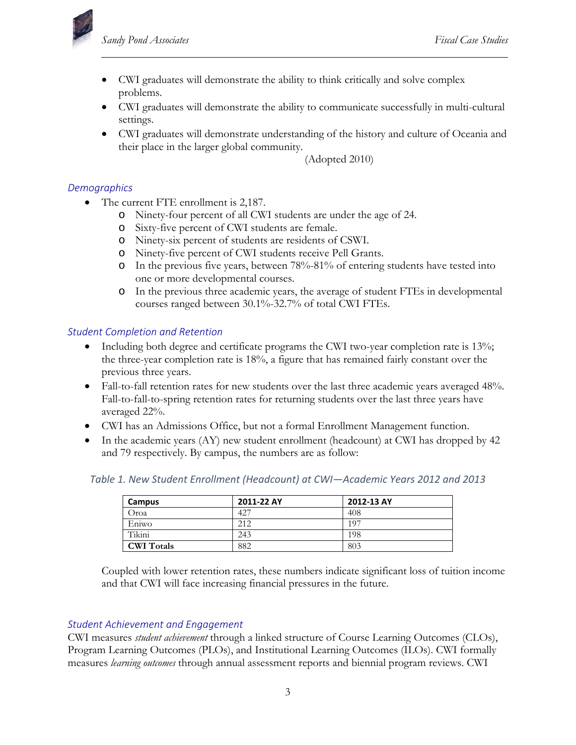- CWI graduates will demonstrate the ability to think critically and solve complex problems.
- CWI graduates will demonstrate the ability to communicate successfully in multi-cultural settings.
- CWI graduates will demonstrate understanding of the history and culture of Oceania and their place in the larger global community.

(Adopted 2010)

### *Demographics*

- The current FTE enrollment is 2,187.
  - Ninety-four percent of all CWI students are under the age of 24.
  - Sixty-five percent of CWI students are female.
  - Ninety-six percent of students are residents of CSWI.
  - Ninety-five percent of CWI students receive Pell Grants.
  - In the previous five years, between 78%-81% of entering students have tested into one or more developmental courses.
  - In the previous three academic years, the average of student FTEs in developmental courses ranged between 30.1%-32.7% of total CWI FTEs.

### *Student Completion and Retention*

- Including both degree and certificate programs the CWI two-year completion rate is 13%; the three-year completion rate is 18%, a figure that has remained fairly constant over the previous three years.
- Fall-to-fall retention rates for new students over the last three academic years averaged 48%. Fall-to-fall-to-spring retention rates for returning students over the last three years have averaged 22%.
- CWI has an Admissions Office, but not a formal Enrollment Management function.
- In the academic years (AY) new student enrollment (headcount) at CWI has dropped by 42 and 79 respectively. By campus, the numbers are as follow:

*Table 1. New Student Enrollment (Headcount) at CWI—Academic Years 2012 and 2013*

| Campus | 2011-22 AY | 2012-13 AY |
|---|---|---|
| Oroa | 427 | 408 |
| Eniwo | 212 | 197 |
| Tikini | 243 | 198 |
| **CWI Totals** | 882 | 803 |

Coupled with lower retention rates, these numbers indicate significant loss of tuition income and that CWI will face increasing financial pressures in the future.

### *Student Achievement and Engagement*

CWI measures *student achievement* through a linked structure of Course Learning Outcomes (CLOs), Program Learning Outcomes (PLOs), and Institutional Learning Outcomes (ILOs). CWI formally measures *learning outcomes* through annual assessment reports and biennial program reviews. CWI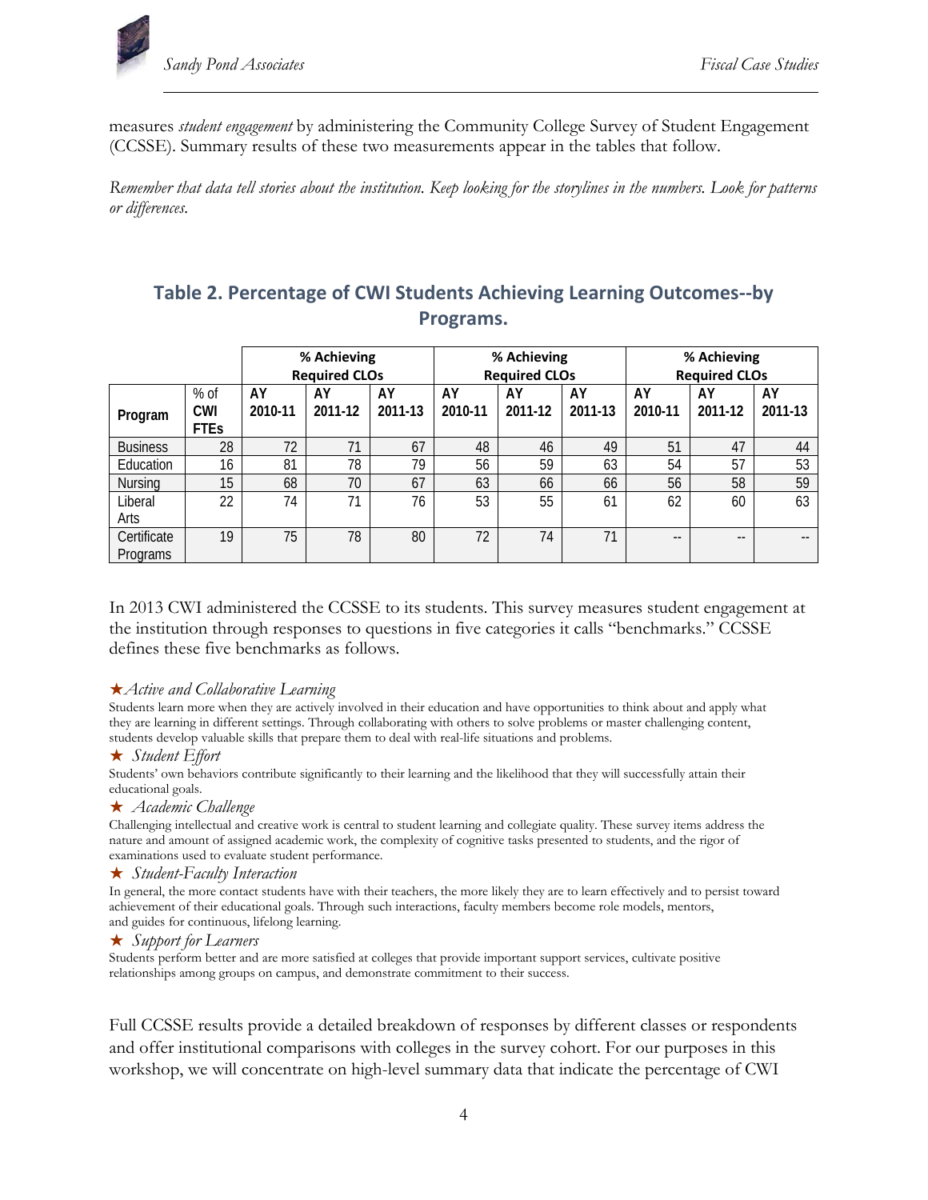measures *student engagement* by administering the Community College Survey of Student Engagement (CCSSE). Summary results of these two measurements appear in the tables that follow.

*Remember that data tell stories about the institution. Keep looking for the storylines in the numbers. Look for patterns or differences.*

## Table 2. Percentage of CWI Students Achieving Learning Outcomes--by Programs.

| | | % Achieving Required CLOs | | | % Achieving Required CLOs | | | % Achieving Required CLOs | | |
|---|---|---|---|---|---|---|---|---|---|---|
| **Program** | % of **CWI FTEs** | **AY 2010-11** | **AY 2011-12** | **AY 2011-13** | **AY 2010-11** | **AY 2011-12** | **AY 2011-13** | **AY 2010-11** | **AY 2011-12** | **AY 2011-13** |
| Business | 28 | 72 | 71 | 67 | 48 | 46 | 49 | 51 | 47 | 44 |
| Education | 16 | 81 | 78 | 79 | 56 | 59 | 63 | 54 | 57 | 53 |
| Nursing | 15 | 68 | 70 | 67 | 63 | 66 | 66 | 56 | 58 | 59 |
| Liberal Arts | 22 | 74 | 71 | 76 | 53 | 55 | 61 | 62 | 60 | 63 |
| Certificate Programs | 19 | 75 | 78 | 80 | 72 | 74 | 71 | -- | -- | -- |

In 2013 CWI administered the CCSSE to its students. This survey measures student engagement at the institution through responses to questions in five categories it calls "benchmarks." CCSSE defines these five benchmarks as follows.

★*Active and Collaborative Learning*

Students learn more when they are actively involved in their education and have opportunities to think about and apply what they are learning in different settings. Through collaborating with others to solve problems or master challenging content, students develop valuable skills that prepare them to deal with real-life situations and problems.

★ *Student Effort*

Students' own behaviors contribute significantly to their learning and the likelihood that they will successfully attain their educational goals.

★ *Academic Challenge*

Challenging intellectual and creative work is central to student learning and collegiate quality. These survey items address the nature and amount of assigned academic work, the complexity of cognitive tasks presented to students, and the rigor of examinations used to evaluate student performance.

★ *Student-Faculty Interaction*

In general, the more contact students have with their teachers, the more likely they are to learn effectively and to persist toward achievement of their educational goals. Through such interactions, faculty members become role models, mentors, and guides for continuous, lifelong learning.

★ *Support for Learners*

Students perform better and are more satisfied at colleges that provide important support services, cultivate positive relationships among groups on campus, and demonstrate commitment to their success.

Full CCSSE results provide a detailed breakdown of responses by different classes or respondents and offer institutional comparisons with colleges in the survey cohort. For our purposes in this workshop, we will concentrate on high-level summary data that indicate the percentage of CWI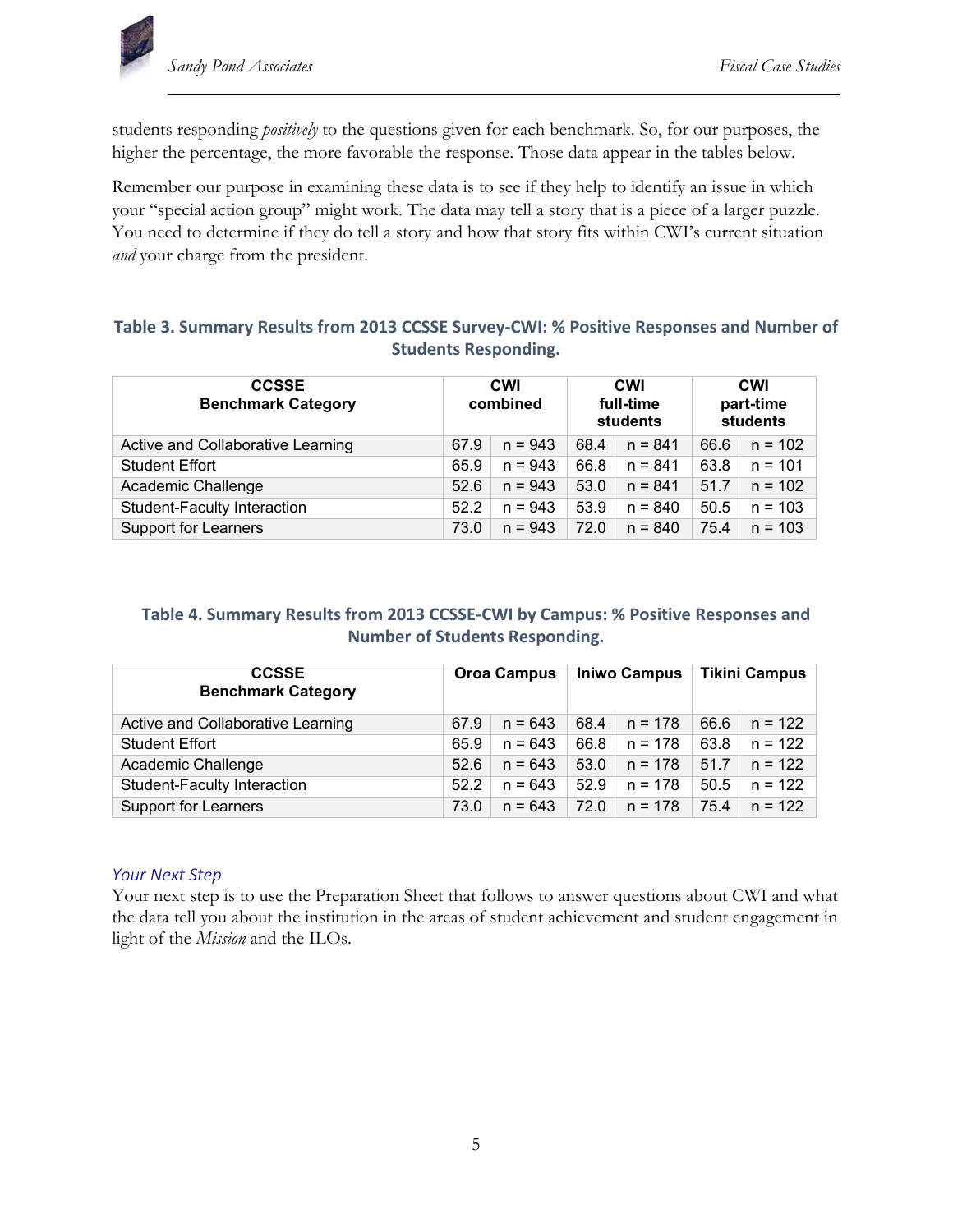students responding *positively* to the questions given for each benchmark. So, for our purposes, the higher the percentage, the more favorable the response. Those data appear in the tables below.

Remember our purpose in examining these data is to see if they help to identify an issue in which your "special action group" might work. The data may tell a story that is a piece of a larger puzzle. You need to determine if they do tell a story and how that story fits within CWI's current situation *and* your charge from the president.

**Table 3. Summary Results from 2013 CCSSE Survey-CWI: % Positive Responses and Number of Students Responding.**

| CCSSE Benchmark Category | CWI combined | | CWI full-time students | | CWI part-time students | |
|---|---|---|---|---|---|---|
| Active and Collaborative Learning | 67.9 | n = 943 | 68.4 | n = 841 | 66.6 | n = 102 |
| Student Effort | 65.9 | n = 943 | 66.8 | n = 841 | 63.8 | n = 101 |
| Academic Challenge | 52.6 | n = 943 | 53.0 | n = 841 | 51.7 | n = 102 |
| Student-Faculty Interaction | 52.2 | n = 943 | 53.9 | n = 840 | 50.5 | n = 103 |
| Support for Learners | 73.0 | n = 943 | 72.0 | n = 840 | 75.4 | n = 103 |

**Table 4. Summary Results from 2013 CCSSE-CWI by Campus: % Positive Responses and Number of Students Responding.**

| CCSSE Benchmark Category | Oroa Campus | | Iniwo Campus | | Tikini Campus | |
|---|---|---|---|---|---|---|
| Active and Collaborative Learning | 67.9 | n = 643 | 68.4 | n = 178 | 66.6 | n = 122 |
| Student Effort | 65.9 | n = 643 | 66.8 | n = 178 | 63.8 | n = 122 |
| Academic Challenge | 52.6 | n = 643 | 53.0 | n = 178 | 51.7 | n = 122 |
| Student-Faculty Interaction | 52.2 | n = 643 | 52.9 | n = 178 | 50.5 | n = 122 |
| Support for Learners | 73.0 | n = 643 | 72.0 | n = 178 | 75.4 | n = 122 |

*Your Next Step*

Your next step is to use the Preparation Sheet that follows to answer questions about CWI and what the data tell you about the institution in the areas of student achievement and student engagement in light of the *Mission* and the ILOs.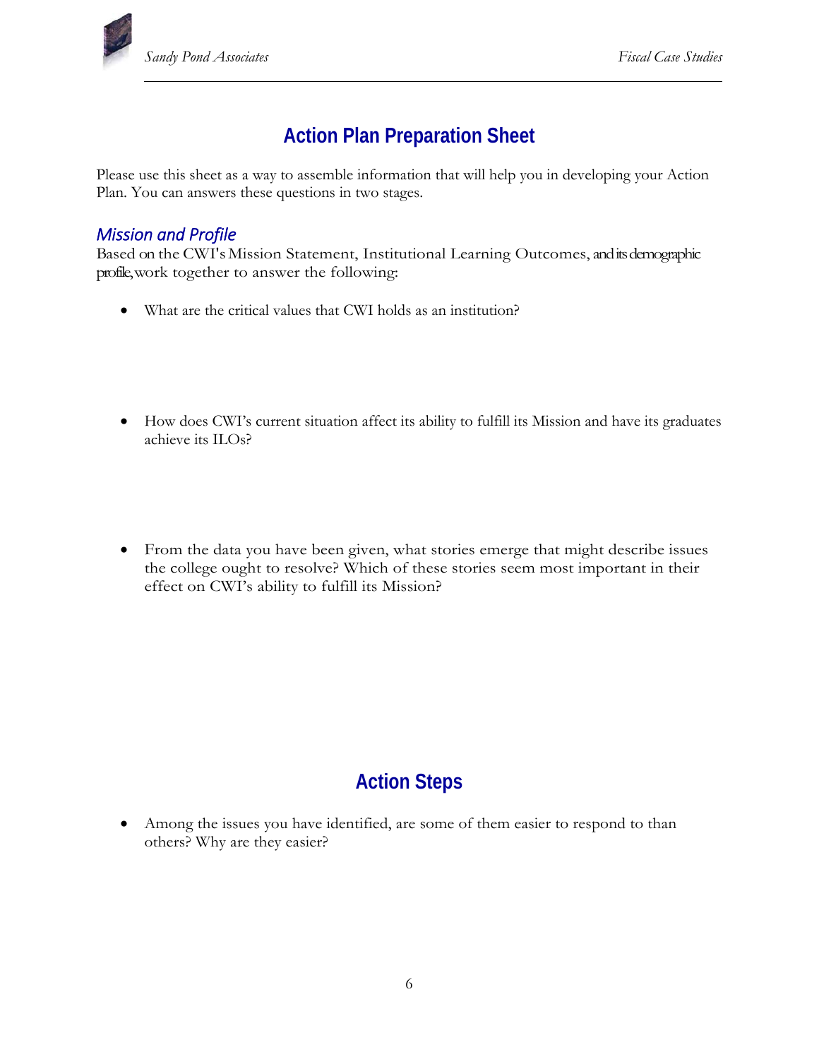# Action Plan Preparation Sheet

Please use this sheet as a way to assemble information that will help you in developing your Action Plan. You can answers these questions in two stages.

## *Mission and Profile*

Based on the CWI's Mission Statement, Institutional Learning Outcomes, and its demographic profile, work together to answer the following:

- What are the critical values that CWI holds as an institution?

- How does CWI's current situation affect its ability to fulfill its Mission and have its graduates achieve its ILOs?

- From the data you have been given, what stories emerge that might describe issues the college ought to resolve? Which of these stories seem most important in their effect on CWI's ability to fulfill its Mission?

# Action Steps

- Among the issues you have identified, are some of them easier to respond to than others? Why are they easier?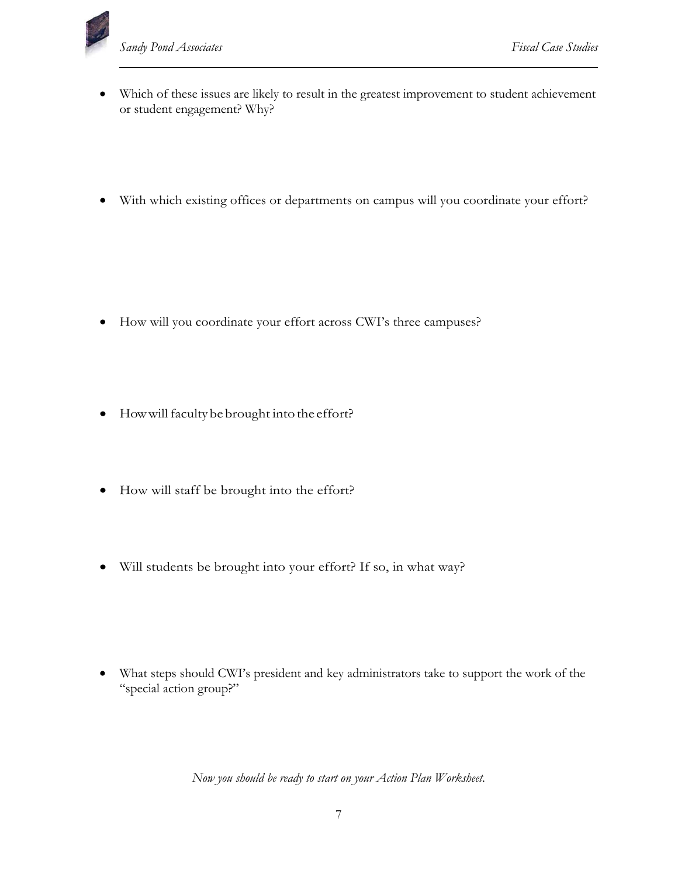- Which of these issues are likely to result in the greatest improvement to student achievement or student engagement? Why?

- With which existing offices or departments on campus will you coordinate your effort?

- How will you coordinate your effort across CWI's three campuses?

- How will faculty be brought into the effort?

- How will staff be brought into the effort?

- Will students be brought into your effort? If so, in what way?

- What steps should CWI's president and key administrators take to support the work of the "special action group?"

*Now you should be ready to start on your Action Plan Worksheet.*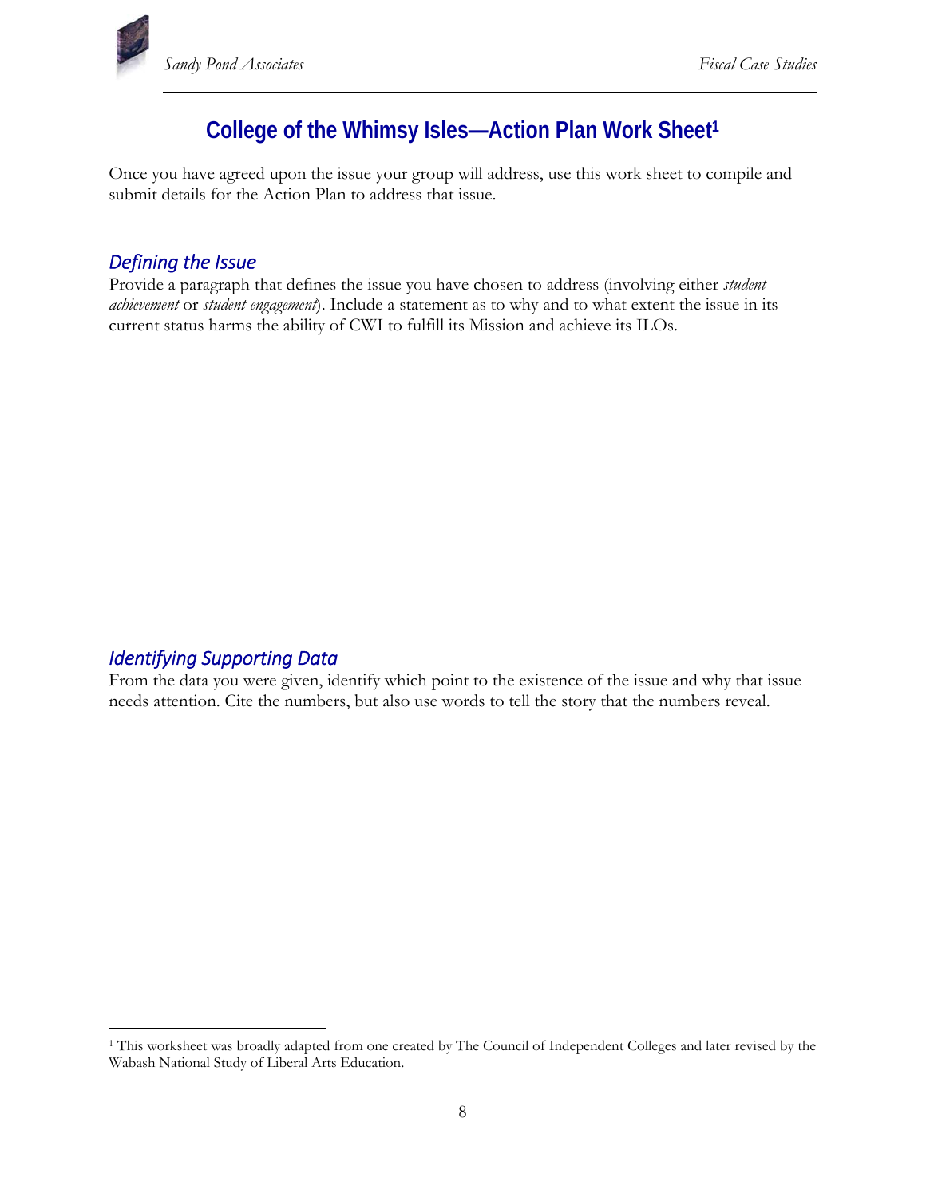# College of the Whimsy Isles—Action Plan Work Sheet[1]

Once you have agreed upon the issue your group will address, use this work sheet to compile and submit details for the Action Plan to address that issue.

## *Defining the Issue*

Provide a paragraph that defines the issue you have chosen to address (involving either *student achievement* or *student engagement*). Include a statement as to why and to what extent the issue in its current status harms the ability of CWI to fulfill its Mission and achieve its ILOs.

## *Identifying Supporting Data*

From the data you were given, identify which point to the existence of the issue and why that issue needs attention. Cite the numbers, but also use words to tell the story that the numbers reveal.

[1] This worksheet was broadly adapted from one created by The Council of Independent Colleges and later revised by the Wabash National Study of Liberal Arts Education.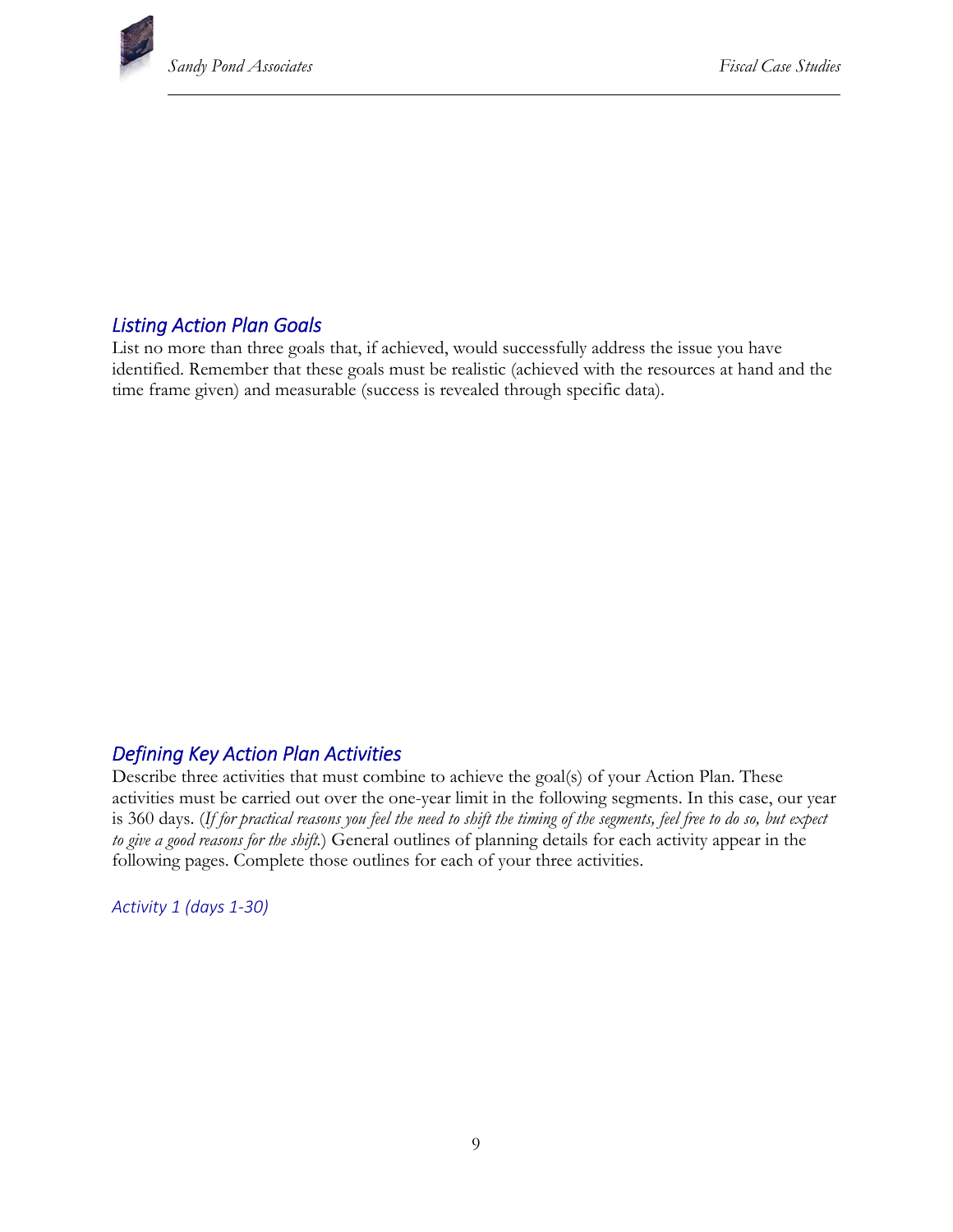## *Listing Action Plan Goals*

List no more than three goals that, if achieved, would successfully address the issue you have identified. Remember that these goals must be realistic (achieved with the resources at hand and the time frame given) and measurable (success is revealed through specific data).

## *Defining Key Action Plan Activities*

Describe three activities that must combine to achieve the goal(s) of your Action Plan. These activities must be carried out over the one-year limit in the following segments. In this case, our year is 360 days. (*If for practical reasons you feel the need to shift the timing of the segments, feel free to do so, but expect to give a good reasons for the shift.*) General outlines of planning details for each activity appear in the following pages. Complete those outlines for each of your three activities.

### *Activity 1 (days 1-30)*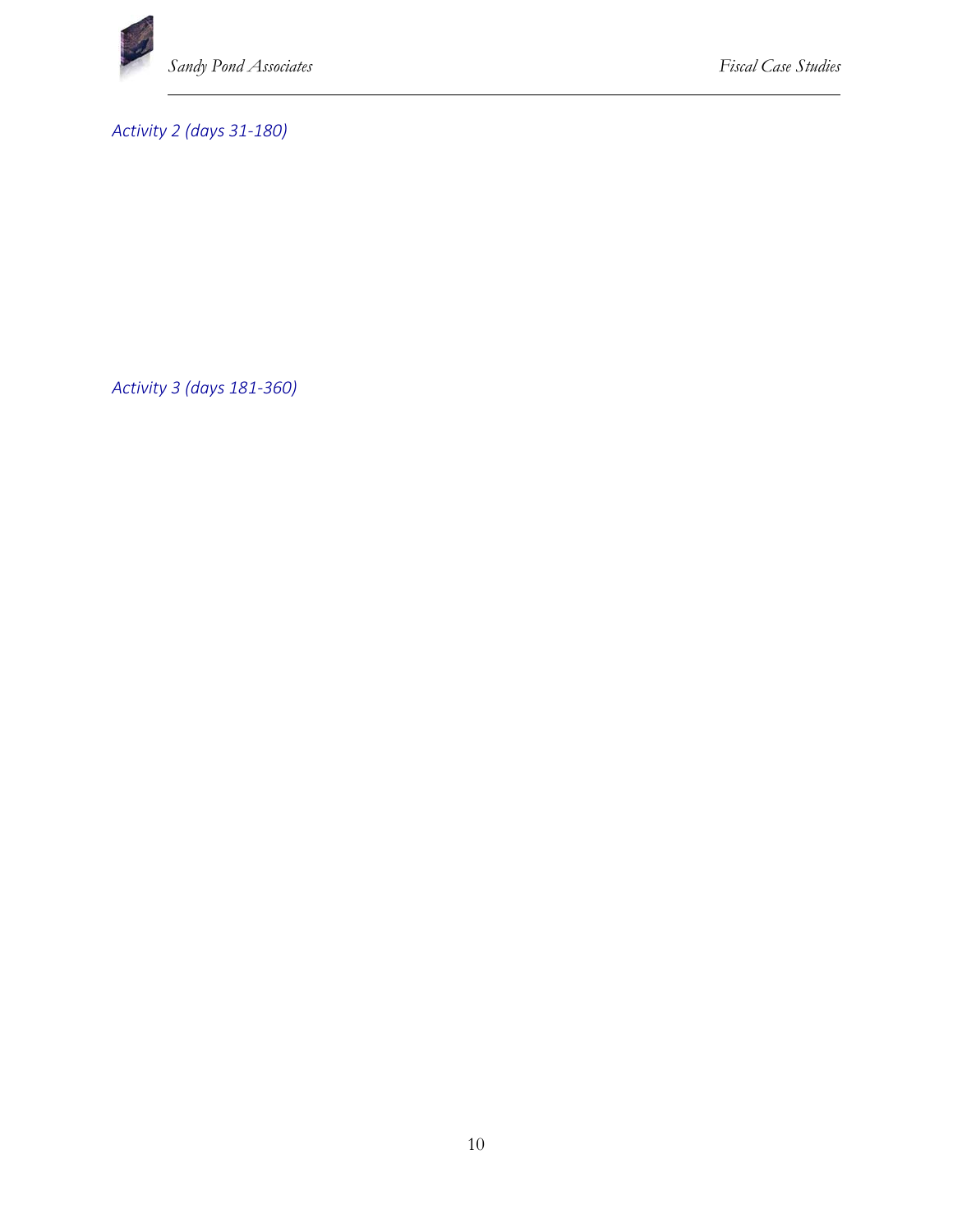*Activity 2 (days 31-180)*

*Activity 3 (days 181-360)*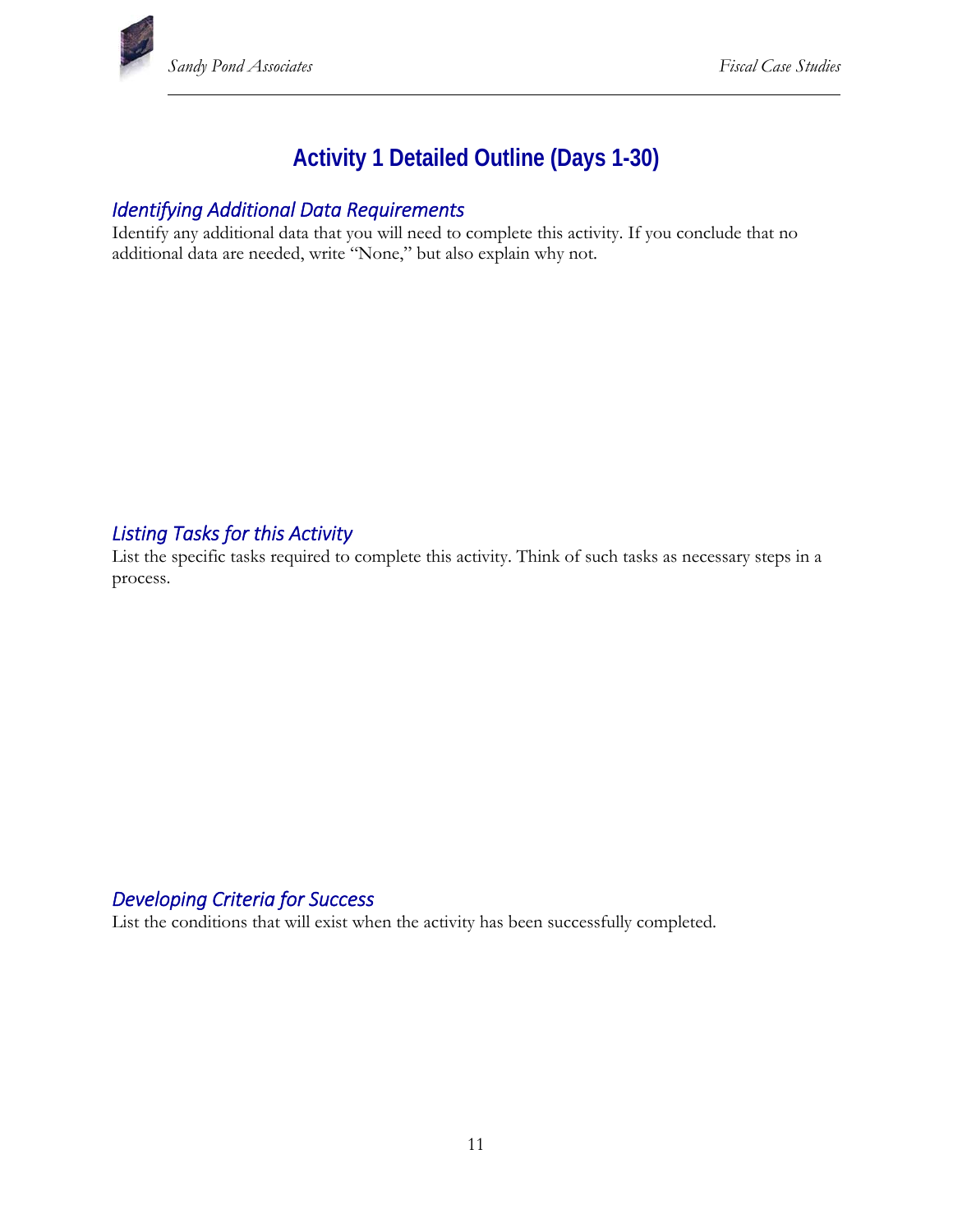# Activity 1 Detailed Outline (Days 1-30)

### *Identifying Additional Data Requirements*

Identify any additional data that you will need to complete this activity. If you conclude that no additional data are needed, write "None," but also explain why not.

### *Listing Tasks for this Activity*

List the specific tasks required to complete this activity. Think of such tasks as necessary steps in a process.

### *Developing Criteria for Success*

List the conditions that will exist when the activity has been successfully completed.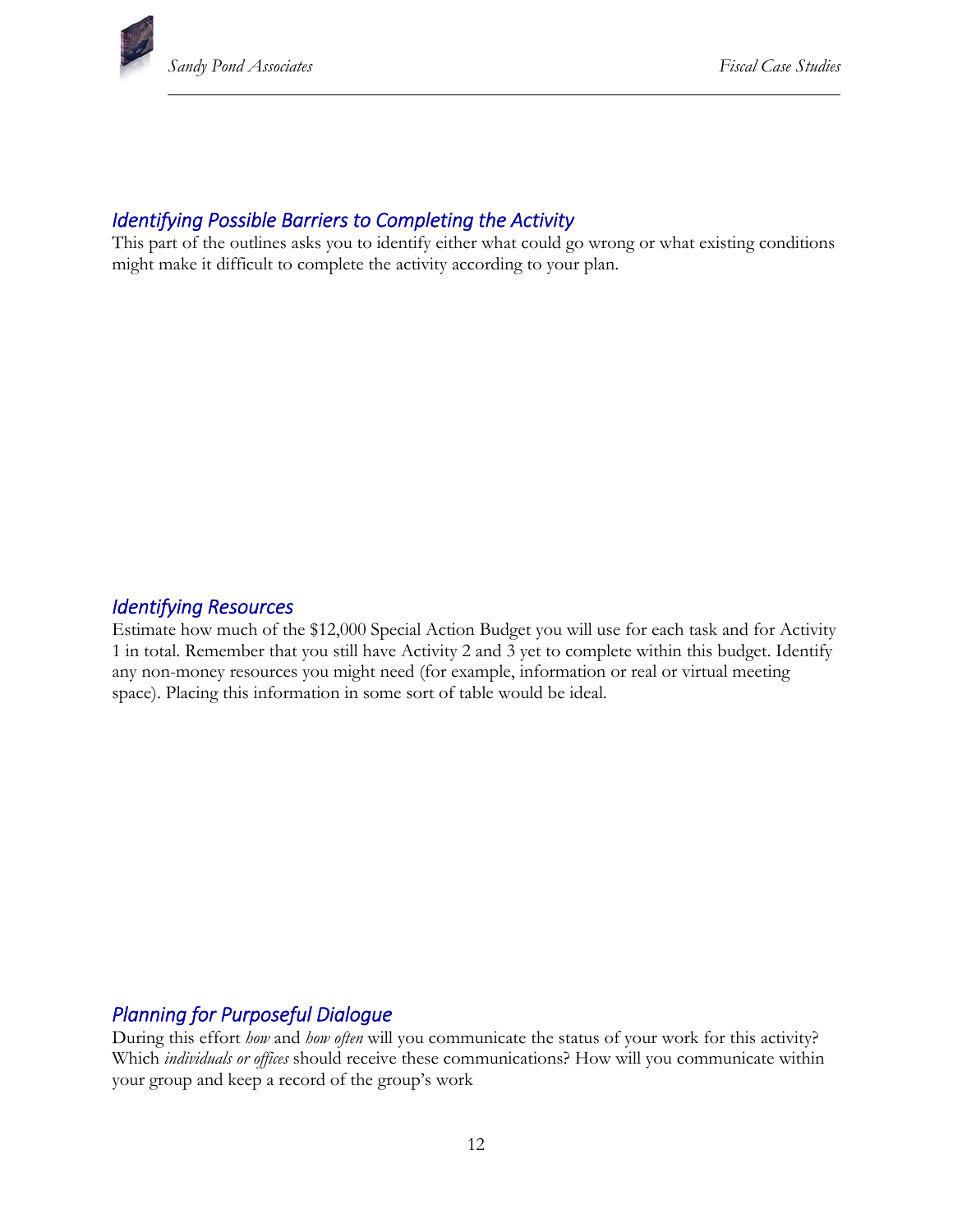### *Identifying Possible Barriers to Completing the Activity*

This part of the outlines asks you to identify either what could go wrong or what existing conditions might make it difficult to complete the activity according to your plan.

### *Identifying Resources*

Estimate how much of the $12,000 Special Action Budget you will use for each task and for Activity 1 in total. Remember that you still have Activity 2 and 3 yet to complete within this budget. Identify any non-money resources you might need (for example, information or real or virtual meeting space). Placing this information in some sort of table would be ideal.

### *Planning for Purposeful Dialogue*

During this effort *how* and *how often* will you communicate the status of your work for this activity? Which *individuals or offices* should receive these communications? How will you communicate within your group and keep a record of the group's work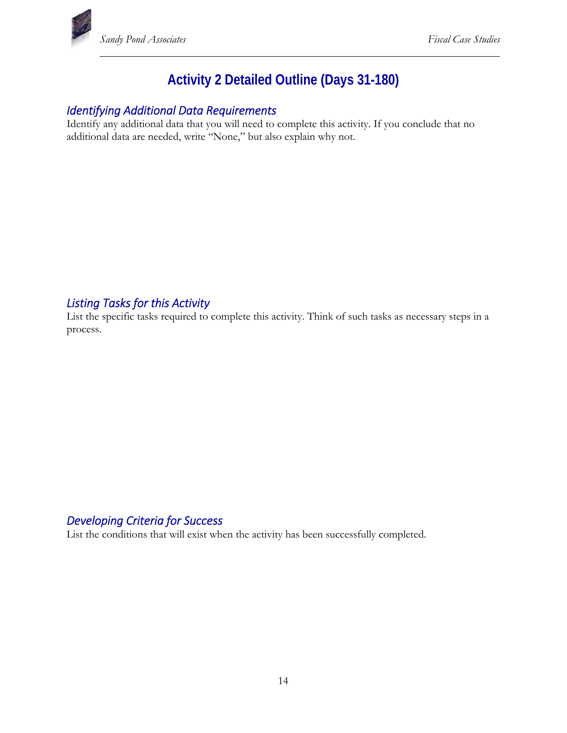# Activity 2 Detailed Outline (Days 31-180)

## *Identifying Additional Data Requirements*

Identify any additional data that you will need to complete this activity. If you conclude that no additional data are needed, write "None," but also explain why not.

## *Listing Tasks for this Activity*

List the specific tasks required to complete this activity. Think of such tasks as necessary steps in a process.

## *Developing Criteria for Success*

List the conditions that will exist when the activity has been successfully completed.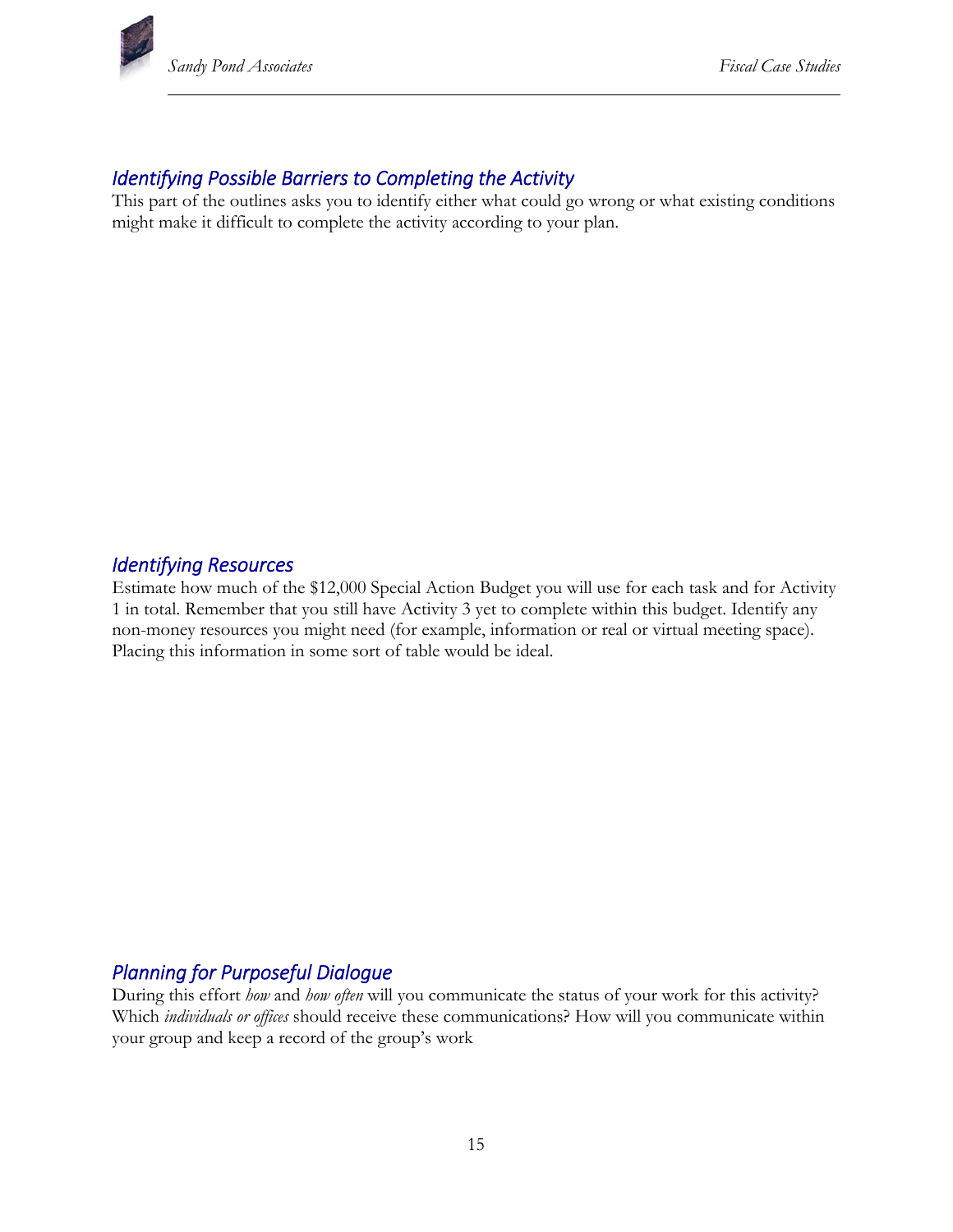## *Identifying Possible Barriers to Completing the Activity*

This part of the outlines asks you to identify either what could go wrong or what existing conditions might make it difficult to complete the activity according to your plan.

## *Identifying Resources*

Estimate how much of the $12,000 Special Action Budget you will use for each task and for Activity 1 in total. Remember that you still have Activity 3 yet to complete within this budget. Identify any non-money resources you might need (for example, information or real or virtual meeting space). Placing this information in some sort of table would be ideal.

## *Planning for Purposeful Dialogue*

During this effort *how* and *how often* will you communicate the status of your work for this activity? Which *individuals or offices* should receive these communications? How will you communicate within your group and keep a record of the group's work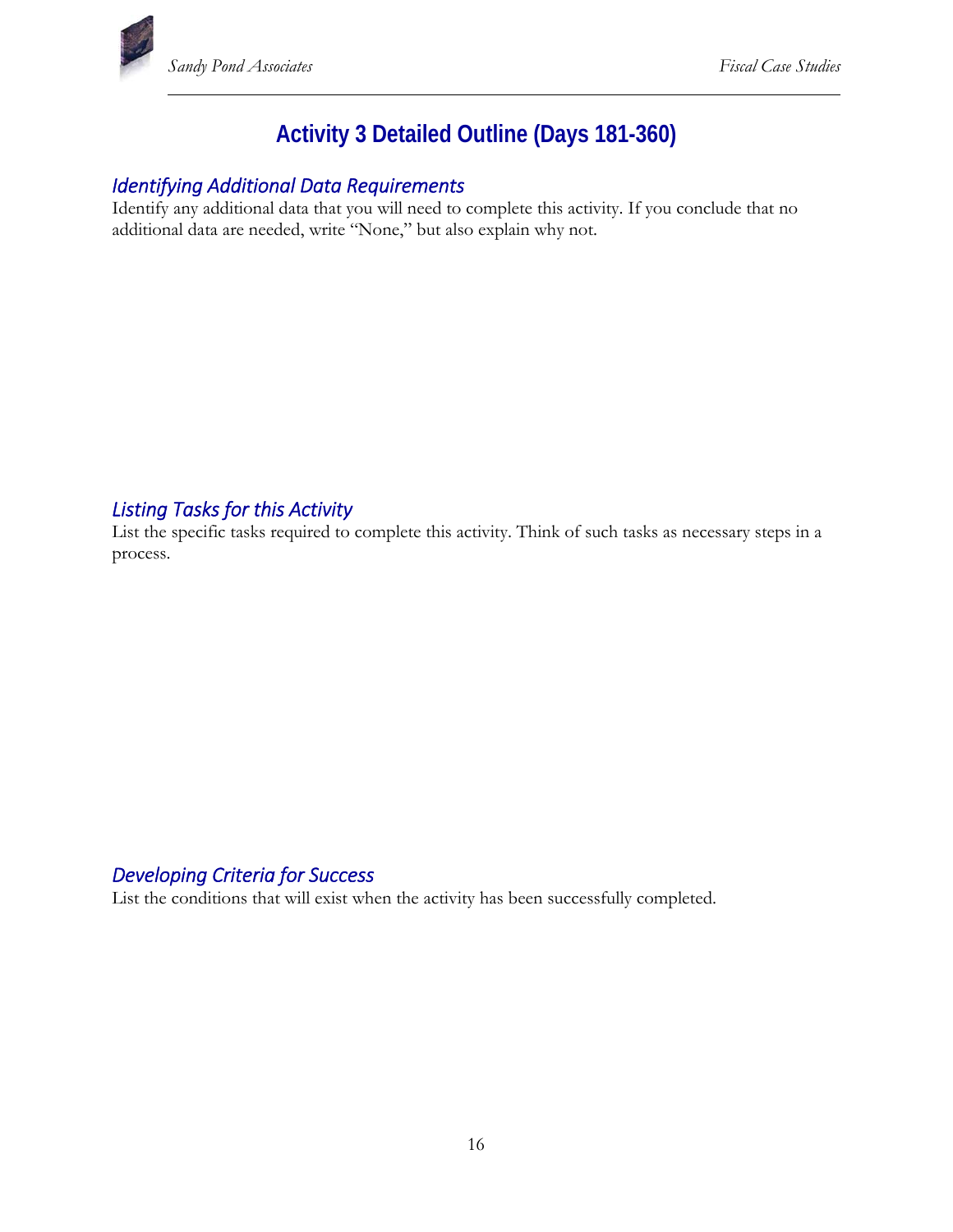# Activity 3 Detailed Outline (Days 181-360)

### *Identifying Additional Data Requirements*

Identify any additional data that you will need to complete this activity. If you conclude that no additional data are needed, write "None," but also explain why not.

### *Listing Tasks for this Activity*

List the specific tasks required to complete this activity. Think of such tasks as necessary steps in a process.

### *Developing Criteria for Success*

List the conditions that will exist when the activity has been successfully completed.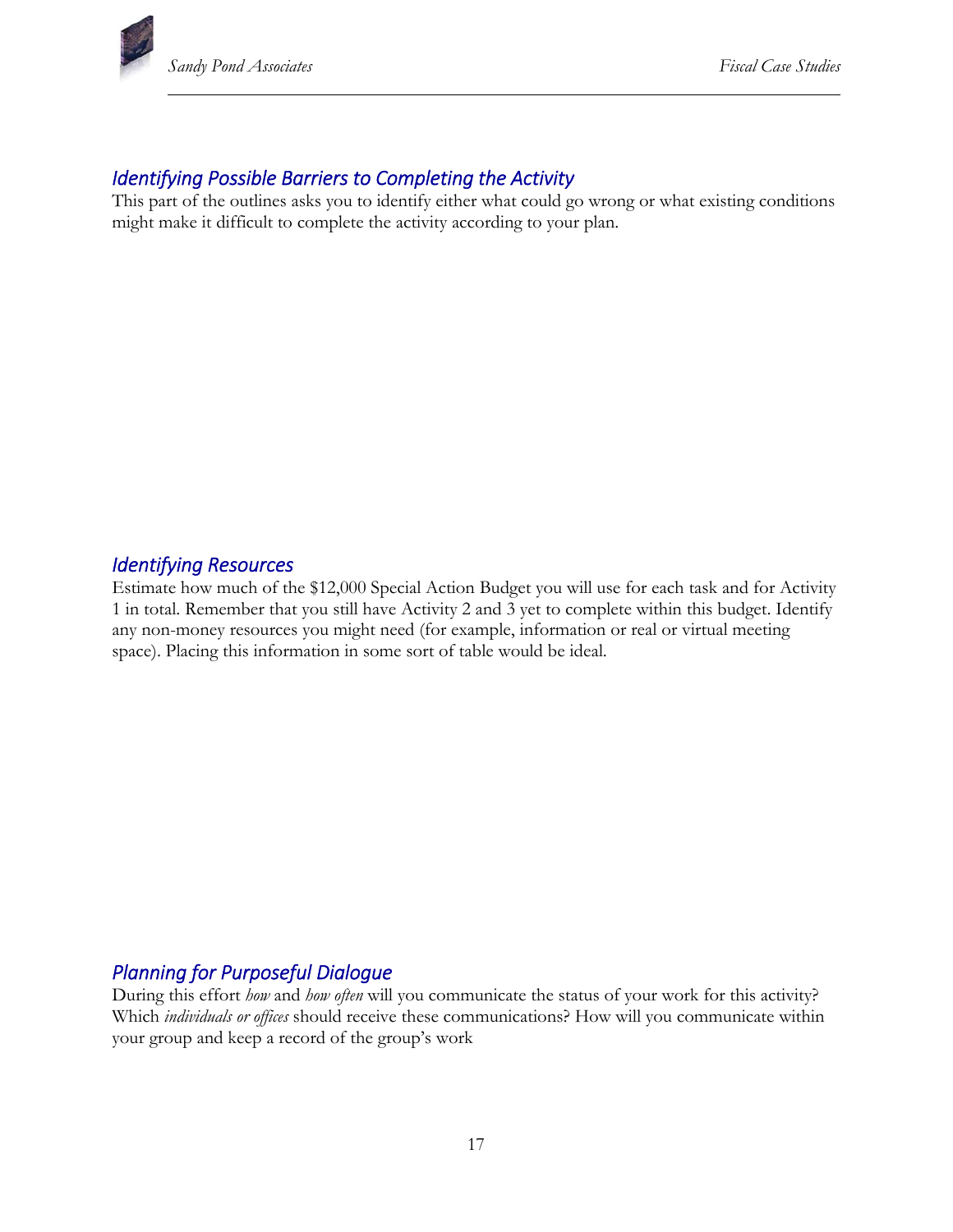### *Identifying Possible Barriers to Completing the Activity*

This part of the outlines asks you to identify either what could go wrong or what existing conditions might make it difficult to complete the activity according to your plan.

### *Identifying Resources*

Estimate how much of the $12,000 Special Action Budget you will use for each task and for Activity 1 in total. Remember that you still have Activity 2 and 3 yet to complete within this budget. Identify any non-money resources you might need (for example, information or real or virtual meeting space). Placing this information in some sort of table would be ideal.

### *Planning for Purposeful Dialogue*

During this effort *how* and *how often* will you communicate the status of your work for this activity? Which *individuals or offices* should receive these communications? How will you communicate within your group and keep a record of the group's work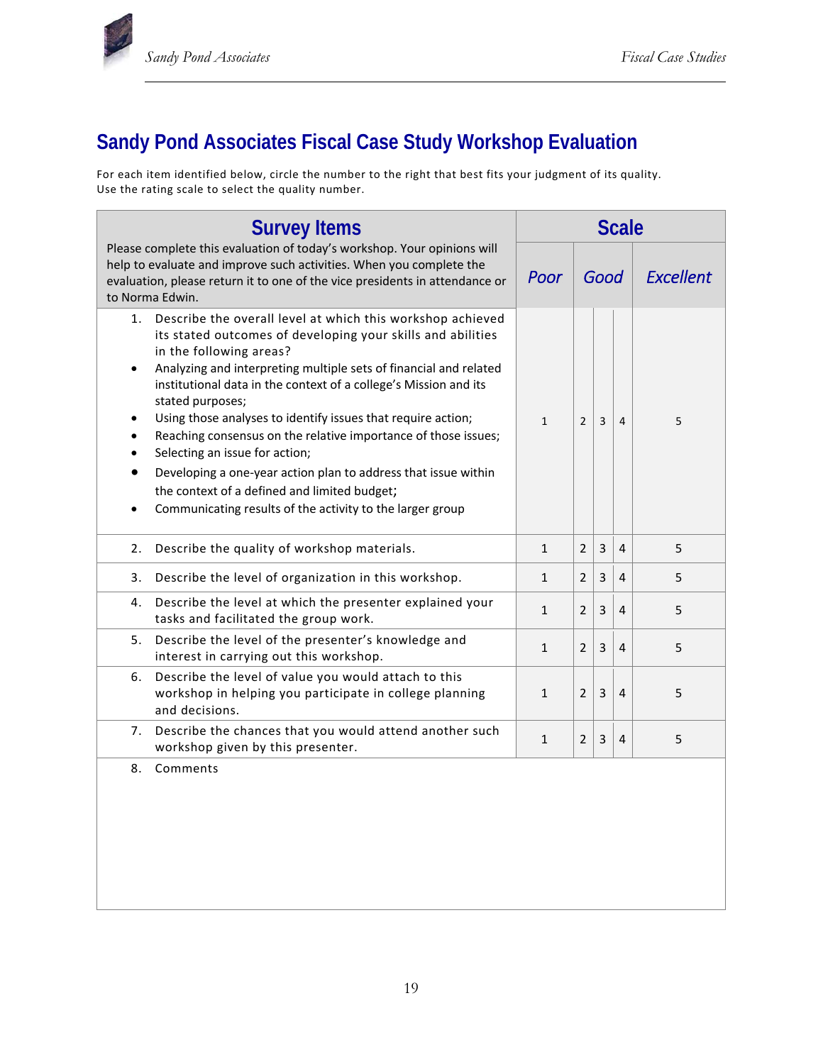# Sandy Pond Associates Fiscal Case Study Workshop Evaluation

For each item identified below, circle the number to the right that best fits your judgment of its quality.
Use the rating scale to select the quality number.

| **Survey Items** | **Scale** | | | | |
|---|---|---|---|---|---|
| Please complete this evaluation of today's workshop. Your opinions will help to evaluate and improve such activities. When you complete the evaluation, please return it to one of the vice presidents in attendance or to Norma Edwin. | *Poor* | *Good* | | | *Excellent* |
| 1. Describe the overall level at which this workshop achieved its stated outcomes of developing your skills and abilities in the following areas?<br>• Analyzing and interpreting multiple sets of financial and related institutional data in the context of a college's Mission and its stated purposes;<br>• Using those analyses to identify issues that require action;<br>• Reaching consensus on the relative importance of those issues;<br>• Selecting an issue for action;<br>• Developing a one-year action plan to address that issue within the context of a defined and limited budget;<br>• Communicating results of the activity to the larger group | 1 | 2 | 3 | 4 | 5 |
| 2. Describe the quality of workshop materials. | 1 | 2 | 3 | 4 | 5 |
| 3. Describe the level of organization in this workshop. | 1 | 2 | 3 | 4 | 5 |
| 4. Describe the level at which the presenter explained your tasks and facilitated the group work. | 1 | 2 | 3 | 4 | 5 |
| 5. Describe the level of the presenter's knowledge and interest in carrying out this workshop. | 1 | 2 | 3 | 4 | 5 |
| 6. Describe the level of value you would attach to this workshop in helping you participate in college planning and decisions. | 1 | 2 | 3 | 4 | 5 |
| 7. Describe the chances that you would attend another such workshop given by this presenter. | 1 | 2 | 3 | 4 | 5 |
| 8. Comments | | | | | |